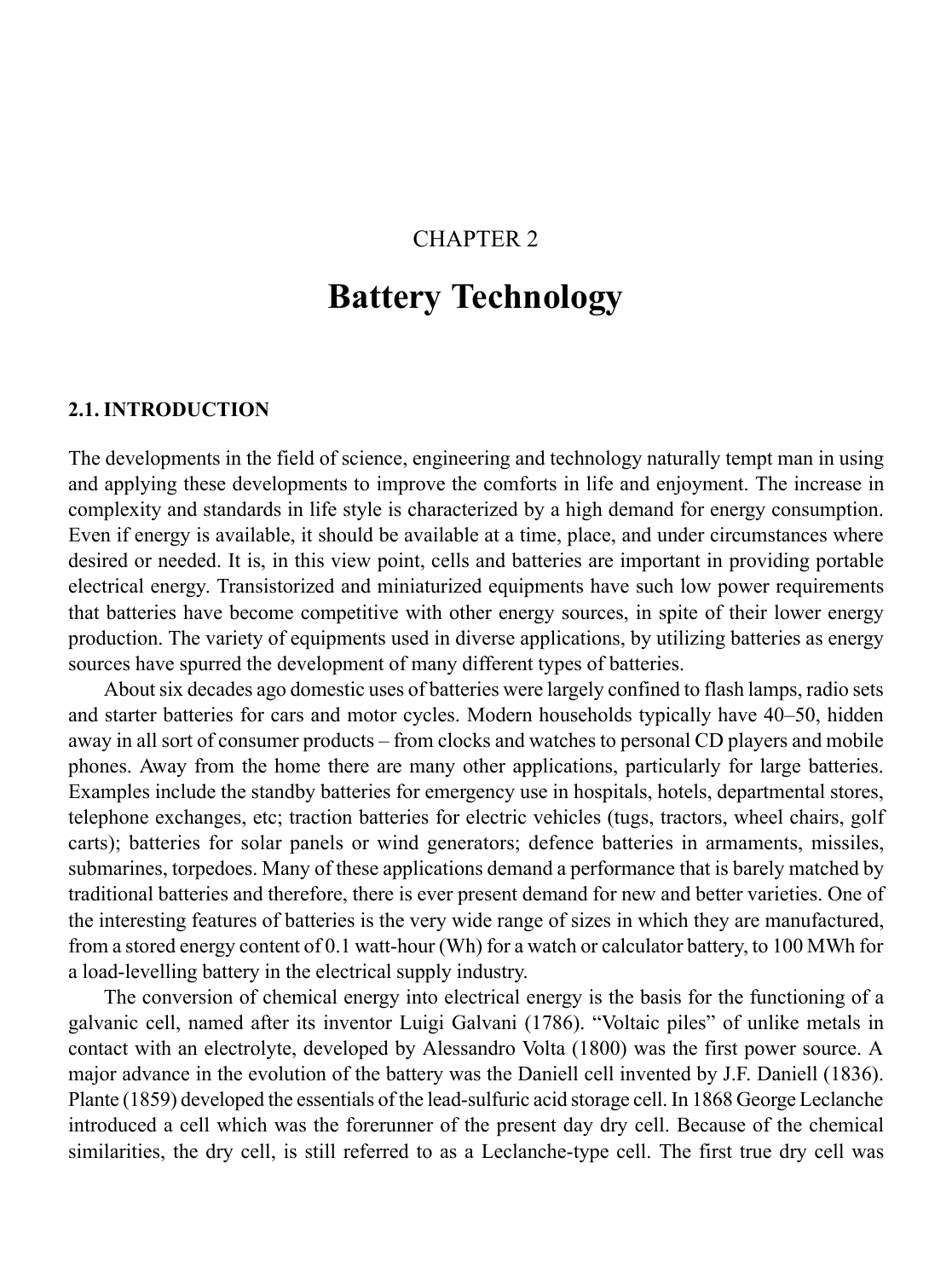CHAPTER 2

# Battery Technology

## 2.1. INTRODUCTION

The developments in the field of science, engineering and technology naturally tempt man in using and applying these developments to improve the comforts in life and enjoyment. The increase in complexity and standards in life style is characterized by a high demand for energy consumption. Even if energy is available, it should be available at a time, place, and under circumstances where desired or needed. It is, in this view point, cells and batteries are important in providing portable electrical energy. Transistorized and miniaturized equipments have such low power requirements that batteries have become competitive with other energy sources, in spite of their lower energy production. The variety of equipments used in diverse applications, by utilizing batteries as energy sources have spurred the development of many different types of batteries.

About six decades ago domestic uses of batteries were largely confined to flash lamps, radio sets and starter batteries for cars and motor cycles. Modern households typically have 40–50, hidden away in all sort of consumer products – from clocks and watches to personal CD players and mobile phones. Away from the home there are many other applications, particularly for large batteries. Examples include the standby batteries for emergency use in hospitals, hotels, departmental stores, telephone exchanges, etc; traction batteries for electric vehicles (tugs, tractors, wheel chairs, golf carts); batteries for solar panels or wind generators; defence batteries in armaments, missiles, submarines, torpedoes. Many of these applications demand a performance that is barely matched by traditional batteries and therefore, there is ever present demand for new and better varieties. One of the interesting features of batteries is the very wide range of sizes in which they are manufactured, from a stored energy content of 0.1 watt-hour (Wh) for a watch or calculator battery, to 100 MWh for a load-levelling battery in the electrical supply industry.

The conversion of chemical energy into electrical energy is the basis for the functioning of a galvanic cell, named after its inventor Luigi Galvani (1786). "Voltaic piles" of unlike metals in contact with an electrolyte, developed by Alessandro Volta (1800) was the first power source. A major advance in the evolution of the battery was the Daniell cell invented by J.F. Daniell (1836). Plante (1859) developed the essentials of the lead-sulfuric acid storage cell. In 1868 George Leclanche introduced a cell which was the forerunner of the present day dry cell. Because of the chemical similarities, the dry cell, is still referred to as a Leclanche-type cell. The first true dry cell was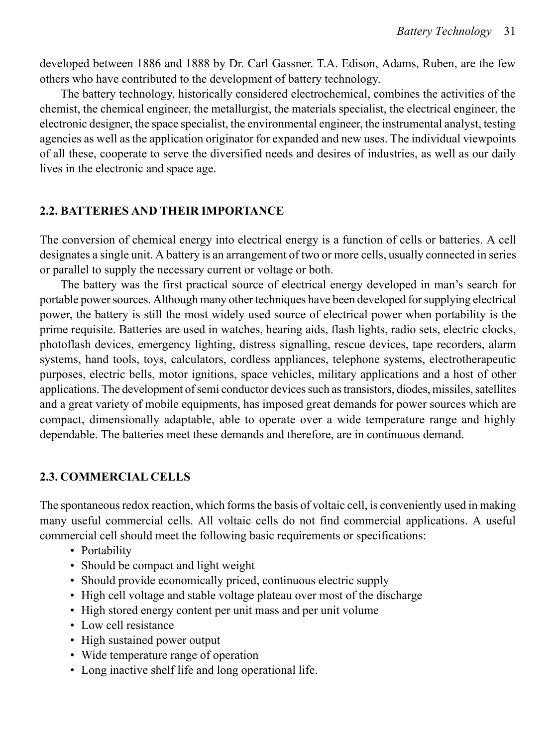developed between 1886 and 1888 by Dr. Carl Gassner. T.A. Edison, Adams, Ruben, are the few others who have contributed to the development of battery technology.

The battery technology, historically considered electrochemical, combines the activities of the chemist, the chemical engineer, the metallurgist, the materials specialist, the electrical engineer, the electronic designer, the space specialist, the environmental engineer, the instrumental analyst, testing agencies as well as the application originator for expanded and new uses. The individual viewpoints of all these, cooperate to serve the diversified needs and desires of industries, as well as our daily lives in the electronic and space age.

## 2.2. BATTERIES AND THEIR IMPORTANCE

The conversion of chemical energy into electrical energy is a function of cells or batteries. A cell designates a single unit. A battery is an arrangement of two or more cells, usually connected in series or parallel to supply the necessary current or voltage or both.

The battery was the first practical source of electrical energy developed in man's search for portable power sources. Although many other techniques have been developed for supplying electrical power, the battery is still the most widely used source of electrical power when portability is the prime requisite. Batteries are used in watches, hearing aids, flash lights, radio sets, electric clocks, photoflash devices, emergency lighting, distress signalling, rescue devices, tape recorders, alarm systems, hand tools, toys, calculators, cordless appliances, telephone systems, electrotherapeutic purposes, electric bells, motor ignitions, space vehicles, military applications and a host of other applications. The development of semi conductor devices such as transistors, diodes, missiles, satellites and a great variety of mobile equipments, has imposed great demands for power sources which are compact, dimensionally adaptable, able to operate over a wide temperature range and highly dependable. The batteries meet these demands and therefore, are in continuous demand.

## 2.3. COMMERCIAL CELLS

The spontaneous redox reaction, which forms the basis of voltaic cell, is conveniently used in making many useful commercial cells. All voltaic cells do not find commercial applications. A useful commercial cell should meet the following basic requirements or specifications:

- Portability
- Should be compact and light weight
- Should provide economically priced, continuous electric supply
- High cell voltage and stable voltage plateau over most of the discharge
- High stored energy content per unit mass and per unit volume
- Low cell resistance
- High sustained power output
- Wide temperature range of operation
- Long inactive shelf life and long operational life.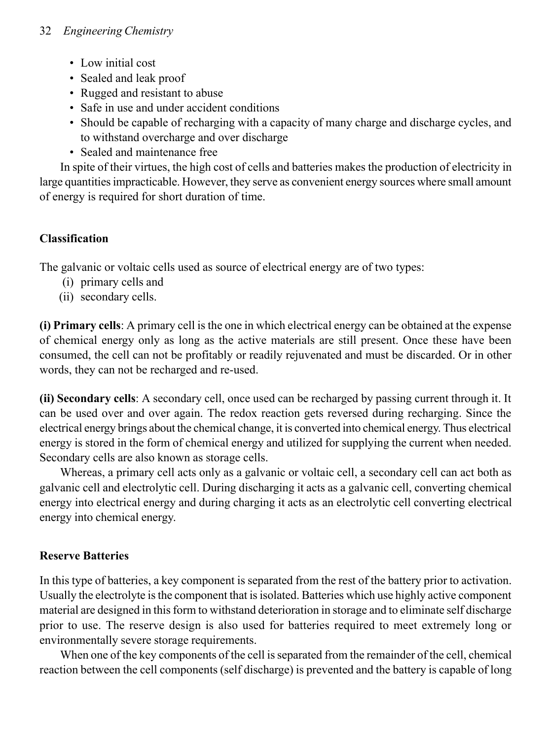- Low initial cost
- Sealed and leak proof
- Rugged and resistant to abuse
- Safe in use and under accident conditions
- Should be capable of recharging with a capacity of many charge and discharge cycles, and to withstand overcharge and over discharge
- Sealed and maintenance free

In spite of their virtues, the high cost of cells and batteries makes the production of electricity in large quantities impracticable. However, they serve as convenient energy sources where small amount of energy is required for short duration of time.

### Classification

The galvanic or voltaic cells used as source of electrical energy are of two types:

(i) primary cells and
(ii) secondary cells.

**(i) Primary cells**: A primary cell is the one in which electrical energy can be obtained at the expense of chemical energy only as long as the active materials are still present. Once these have been consumed, the cell can not be profitably or readily rejuvenated and must be discarded. Or in other words, they can not be recharged and re-used.

**(ii) Secondary cells**: A secondary cell, once used can be recharged by passing current through it. It can be used over and over again. The redox reaction gets reversed during recharging. Since the electrical energy brings about the chemical change, it is converted into chemical energy. Thus electrical energy is stored in the form of chemical energy and utilized for supplying the current when needed. Secondary cells are also known as storage cells.

Whereas, a primary cell acts only as a galvanic or voltaic cell, a secondary cell can act both as galvanic cell and electrolytic cell. During discharging it acts as a galvanic cell, converting chemical energy into electrical energy and during charging it acts as an electrolytic cell converting electrical energy into chemical energy.

### Reserve Batteries

In this type of batteries, a key component is separated from the rest of the battery prior to activation. Usually the electrolyte is the component that is isolated. Batteries which use highly active component material are designed in this form to withstand deterioration in storage and to eliminate self discharge prior to use. The reserve design is also used for batteries required to meet extremely long or environmentally severe storage requirements.

When one of the key components of the cell is separated from the remainder of the cell, chemical reaction between the cell components (self discharge) is prevented and the battery is capable of long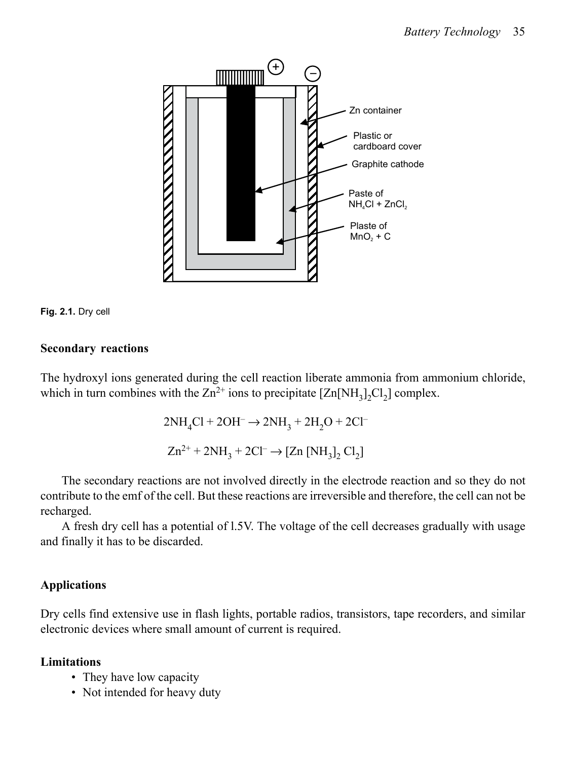Fig. 2.1. Dry cell

### Secondary reactions

The hydroxyl ions generated during the cell reaction liberate ammonia from ammonium chloride, which in turn combines with the $Zn^{2+}$ ions to precipitate $[Zn[NH_3]_2Cl_2]$ complex.

$$2NH_4Cl + 2OH^- \rightarrow 2NH_3 + 2H_2O + 2Cl^-$$

$$Zn^{2+} + 2NH_3 + 2Cl^- \rightarrow [Zn\,[NH_3]_2\,Cl_2]$$

The secondary reactions are not involved directly in the electrode reaction and so they do not contribute to the emf of the cell. But these reactions are irreversible and therefore, the cell can not be recharged.

A fresh dry cell has a potential of l.5V. The voltage of the cell decreases gradually with usage and finally it has to be discarded.

### Applications

Dry cells find extensive use in flash lights, portable radios, transistors, tape recorders, and similar electronic devices where small amount of current is required.

### Limitations

- They have low capacity
- Not intended for heavy duty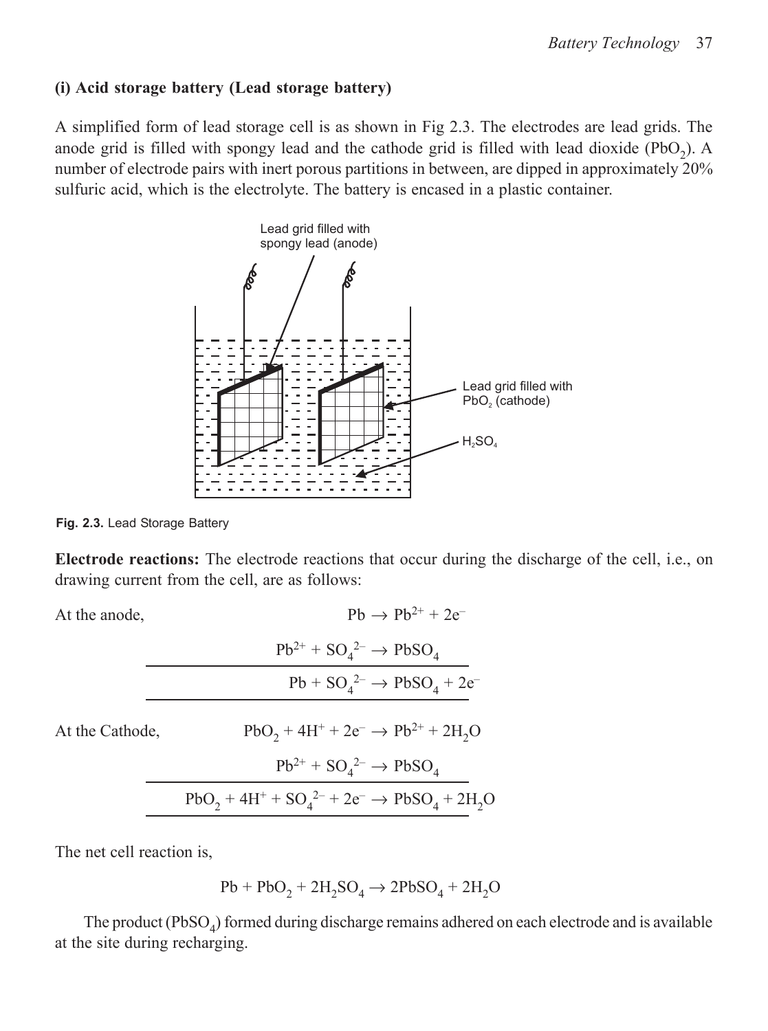### (i) Acid storage battery (Lead storage battery)

A simplified form of lead storage cell is as shown in Fig 2.3. The electrodes are lead grids. The anode grid is filled with spongy lead and the cathode grid is filled with lead dioxide ($PbO_2$). A number of electrode pairs with inert porous partitions in between, are dipped in approximately 20% sulfuric acid, which is the electrolyte. The battery is encased in a plastic container.

**Fig. 2.3.** Lead Storage Battery

**Electrode reactions:** The electrode reactions that occur during the discharge of the cell, i.e., on drawing current from the cell, are as follows:

At the anode,

$$Pb \rightarrow Pb^{2+} + 2e^-$$

$$Pb^{2+} + SO_4^{2-} \rightarrow PbSO_4$$

$$Pb + SO_4^{2-} \rightarrow PbSO_4 + 2e^-$$

At the Cathode,

$$PbO_2 + 4H^+ + 2e^- \rightarrow Pb^{2+} + 2H_2O$$

$$Pb^{2+} + SO_4^{2-} \rightarrow PbSO_4$$

$$PbO_2 + 4H^+ + SO_4^{2-} + 2e^- \rightarrow PbSO_4 + 2H_2O$$

The net cell reaction is,

$$Pb + PbO_2 + 2H_2SO_4 \rightarrow 2PbSO_4 + 2H_2O$$

The product ($PbSO_4$) formed during discharge remains adhered on each electrode and is available at the site during recharging.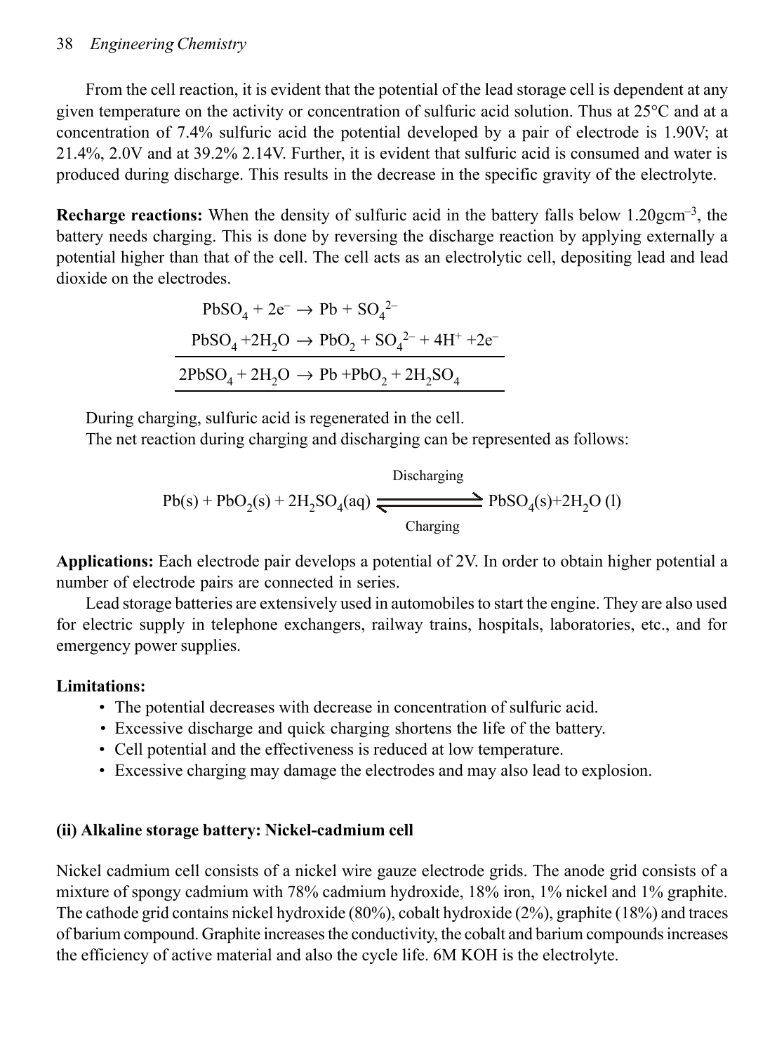From the cell reaction, it is evident that the potential of the lead storage cell is dependent at any given temperature on the activity or concentration of sulfuric acid solution. Thus at 25°C and at a concentration of 7.4% sulfuric acid the potential developed by a pair of electrode is 1.90V; at 21.4%, 2.0V and at 39.2% 2.14V. Further, it is evident that sulfuric acid is consumed and water is produced during discharge. This results in the decrease in the specific gravity of the electrolyte.

**Recharge reactions:** When the density of sulfuric acid in the battery falls below $1.20 \text{gcm}^{-3}$, the battery needs charging. This is done by reversing the discharge reaction by applying externally a potential higher than that of the cell. The cell acts as an electrolytic cell, depositing lead and lead dioxide on the electrodes.

$$PbSO_4 + 2e^- \rightarrow Pb + SO_4^{2-}$$

$$PbSO_4 + 2H_2O \rightarrow PbO_2 + SO_4^{2-} + 4H^+ + 2e^-$$

$$2PbSO_4 + 2H_2O \rightarrow Pb + PbO_2 + 2H_2SO_4$$

During charging, sulfuric acid is regenerated in the cell.

The net reaction during charging and discharging can be represented as follows:

$$Pb(s) + PbO_2(s) + 2H_2SO_4(aq) \underset{\text{Charging}}{\overset{\text{Discharging}}{\rightleftharpoons}} PbSO_4(s) + 2H_2O\ (l)$$

**Applications:** Each electrode pair develops a potential of 2V. In order to obtain higher potential a number of electrode pairs are connected in series.

Lead storage batteries are extensively used in automobiles to start the engine. They are also used for electric supply in telephone exchangers, railway trains, hospitals, laboratories, etc., and for emergency power supplies.

**Limitations:**

- The potential decreases with decrease in concentration of sulfuric acid.
- Excessive discharge and quick charging shortens the life of the battery.
- Cell potential and the effectiveness is reduced at low temperature.
- Excessive charging may damage the electrodes and may also lead to explosion.

#### (ii) Alkaline storage battery: Nickel-cadmium cell

Nickel cadmium cell consists of a nickel wire gauze electrode grids. The anode grid consists of a mixture of spongy cadmium with 78% cadmium hydroxide, 18% iron, 1% nickel and 1% graphite. The cathode grid contains nickel hydroxide (80%), cobalt hydroxide (2%), graphite (18%) and traces of barium compound. Graphite increases the conductivity, the cobalt and barium compounds increases the efficiency of active material and also the cycle life. 6M KOH is the electrolyte.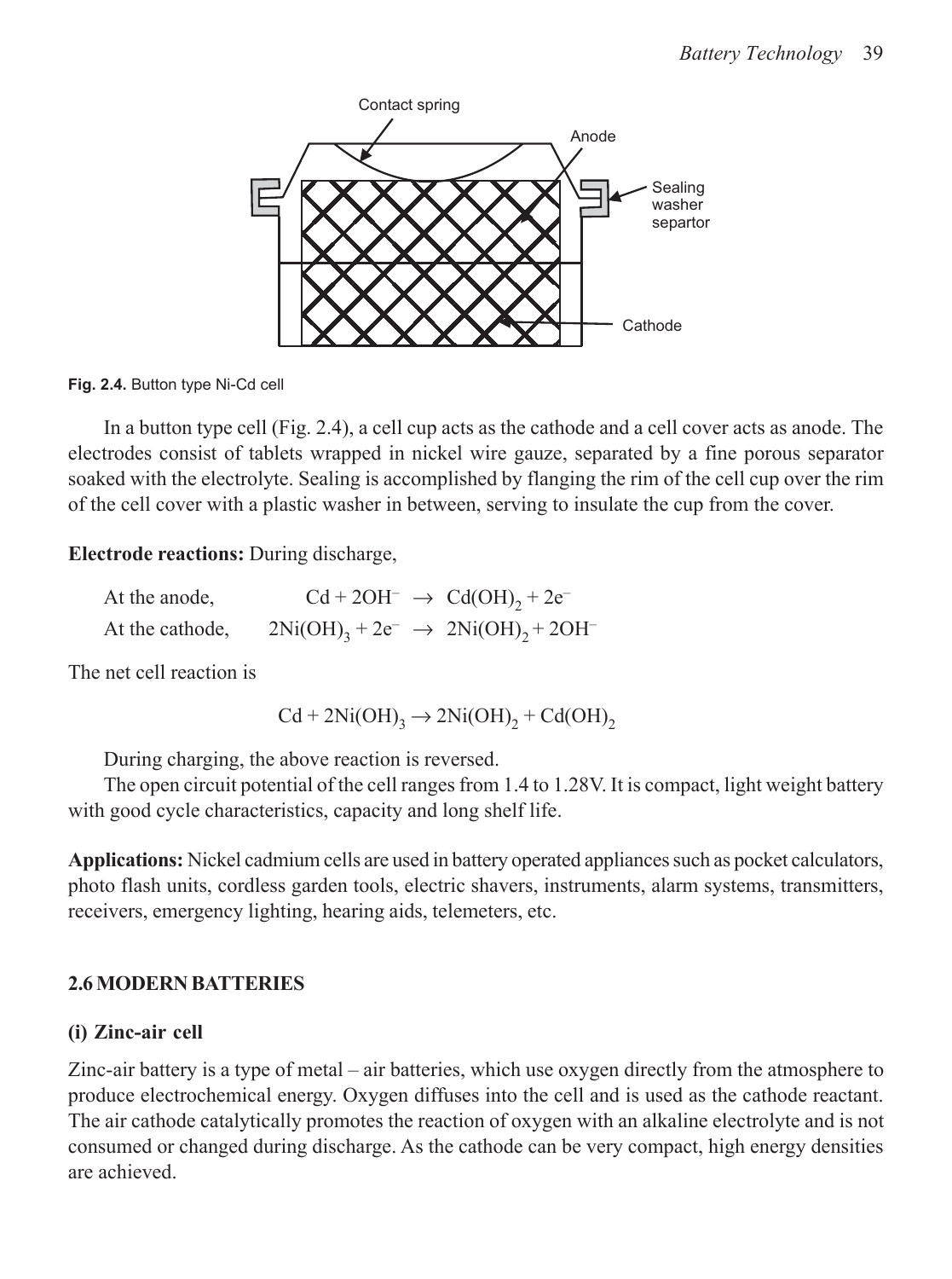Fig. 2.4. Button type Ni-Cd cell

In a button type cell (Fig. 2.4), a cell cup acts as the cathode and a cell cover acts as anode. The electrodes consist of tablets wrapped in nickel wire gauze, separated by a fine porous separator soaked with the electrolyte. Sealing is accomplished by flanging the rim of the cell cup over the rim of the cell cover with a plastic washer in between, serving to insulate the cup from the cover.

**Electrode reactions:** During discharge,

At the anode, $Cd + 2OH^- \rightarrow Cd(OH)_2 + 2e^-$

At the cathode, $2Ni(OH)_3 + 2e^- \rightarrow 2Ni(OH)_2 + 2OH^-$

The net cell reaction is

$$Cd + 2Ni(OH)_3 \rightarrow 2Ni(OH)_2 + Cd(OH)_2$$

During charging, the above reaction is reversed.

The open circuit potential of the cell ranges from 1.4 to 1.28V. It is compact, light weight battery with good cycle characteristics, capacity and long shelf life.

**Applications:** Nickel cadmium cells are used in battery operated appliances such as pocket calculators, photo flash units, cordless garden tools, electric shavers, instruments, alarm systems, transmitters, receivers, emergency lighting, hearing aids, telemeters, etc.

## 2.6 MODERN BATTERIES

### (i) Zinc-air cell

Zinc-air battery is a type of metal – air batteries, which use oxygen directly from the atmosphere to produce electrochemical energy. Oxygen diffuses into the cell and is used as the cathode reactant. The air cathode catalytically promotes the reaction of oxygen with an alkaline electrolyte and is not consumed or changed during discharge. As the cathode can be very compact, high energy densities are achieved.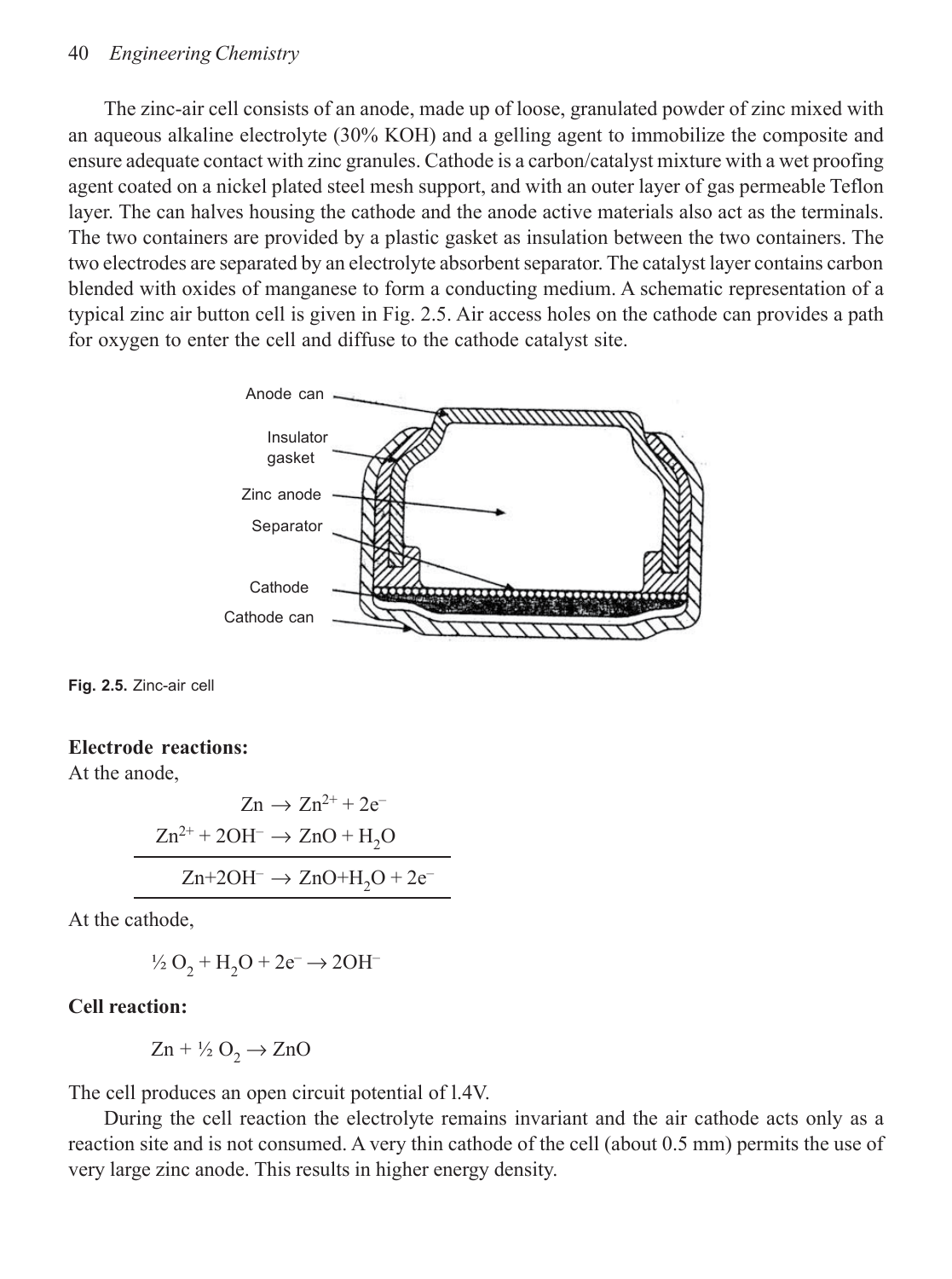The zinc-air cell consists of an anode, made up of loose, granulated powder of zinc mixed with an aqueous alkaline electrolyte (30% KOH) and a gelling agent to immobilize the composite and ensure adequate contact with zinc granules. Cathode is a carbon/catalyst mixture with a wet proofing agent coated on a nickel plated steel mesh support, and with an outer layer of gas permeable Teflon layer. The can halves housing the cathode and the anode active materials also act as the terminals. The two containers are provided by a plastic gasket as insulation between the two containers. The two electrodes are separated by an electrolyte absorbent separator. The catalyst layer contains carbon blended with oxides of manganese to form a conducting medium. A schematic representation of a typical zinc air button cell is given in Fig. 2.5. Air access holes on the cathode can provides a path for oxygen to enter the cell and diffuse to the cathode catalyst site.

**Fig. 2.5.** Zinc-air cell

**Electrode reactions:**

At the anode,

$$Zn \rightarrow Zn^{2+} + 2e^-$$

$$Zn^{2+} + 2OH^- \rightarrow ZnO + H_2O$$

$$Zn + 2OH^- \rightarrow ZnO + H_2O + 2e^-$$

At the cathode,

$$\tfrac{1}{2} O_2 + H_2O + 2e^- \rightarrow 2OH^-$$

**Cell reaction:**

$$Zn + \tfrac{1}{2} O_2 \rightarrow ZnO$$

The cell produces an open circuit potential of l.4V.

During the cell reaction the electrolyte remains invariant and the air cathode acts only as a reaction site and is not consumed. A very thin cathode of the cell (about 0.5 mm) permits the use of very large zinc anode. This results in higher energy density.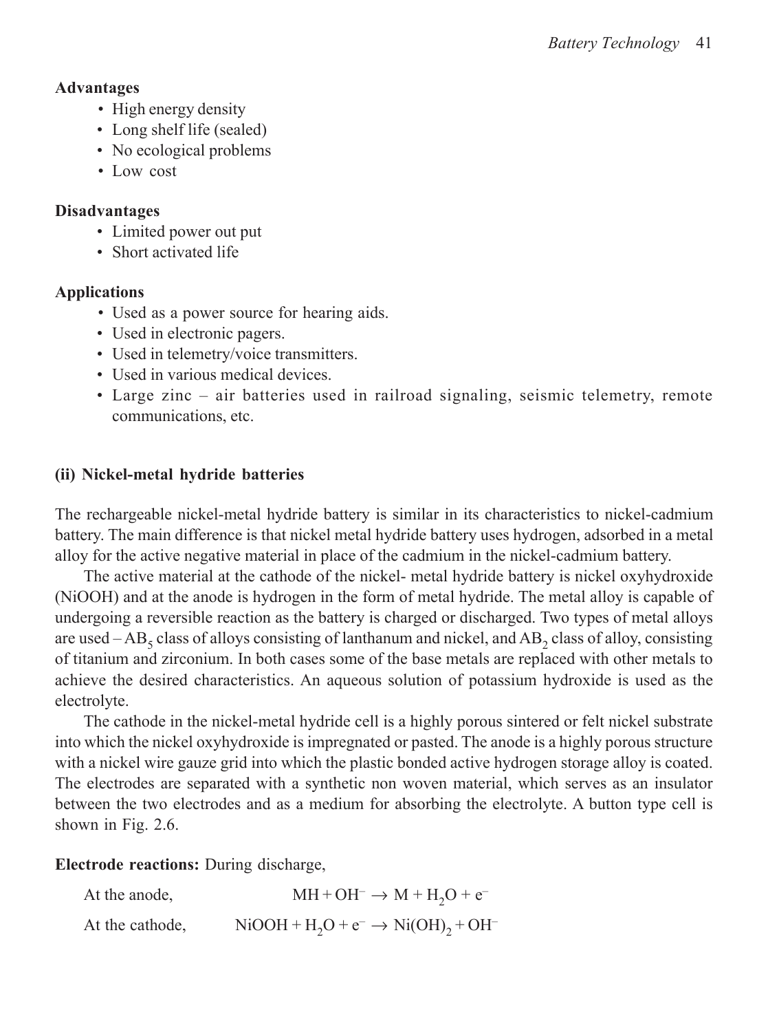**Advantages**

- High energy density
- Long shelf life (sealed)
- No ecological problems
- Low cost

**Disadvantages**

- Limited power out put
- Short activated life

**Applications**

- Used as a power source for hearing aids.
- Used in electronic pagers.
- Used in telemetry/voice transmitters.
- Used in various medical devices.
- Large zinc – air batteries used in railroad signaling, seismic telemetry, remote communications, etc.

### (ii) Nickel-metal hydride batteries

The rechargeable nickel-metal hydride battery is similar in its characteristics to nickel-cadmium battery. The main difference is that nickel metal hydride battery uses hydrogen, adsorbed in a metal alloy for the active negative material in place of the cadmium in the nickel-cadmium battery.

The active material at the cathode of the nickel- metal hydride battery is nickel oxyhydroxide (NiOOH) and at the anode is hydrogen in the form of metal hydride. The metal alloy is capable of undergoing a reversible reaction as the battery is charged or discharged. Two types of metal alloys are used – $AB_5$ class of alloys consisting of lanthanum and nickel, and $AB_2$ class of alloy, consisting of titanium and zirconium. In both cases some of the base metals are replaced with other metals to achieve the desired characteristics. An aqueous solution of potassium hydroxide is used as the electrolyte.

The cathode in the nickel-metal hydride cell is a highly porous sintered or felt nickel substrate into which the nickel oxyhydroxide is impregnated or pasted. The anode is a highly porous structure with a nickel wire gauze grid into which the plastic bonded active hydrogen storage alloy is coated. The electrodes are separated with a synthetic non woven material, which serves as an insulator between the two electrodes and as a medium for absorbing the electrolyte. A button type cell is shown in Fig. 2.6.

**Electrode reactions:** During discharge,

At the anode, $$MH + OH^- \rightarrow M + H_2O + e^-$$

At the cathode, $$NiOOH + H_2O + e^- \rightarrow Ni(OH)_2 + OH^-$$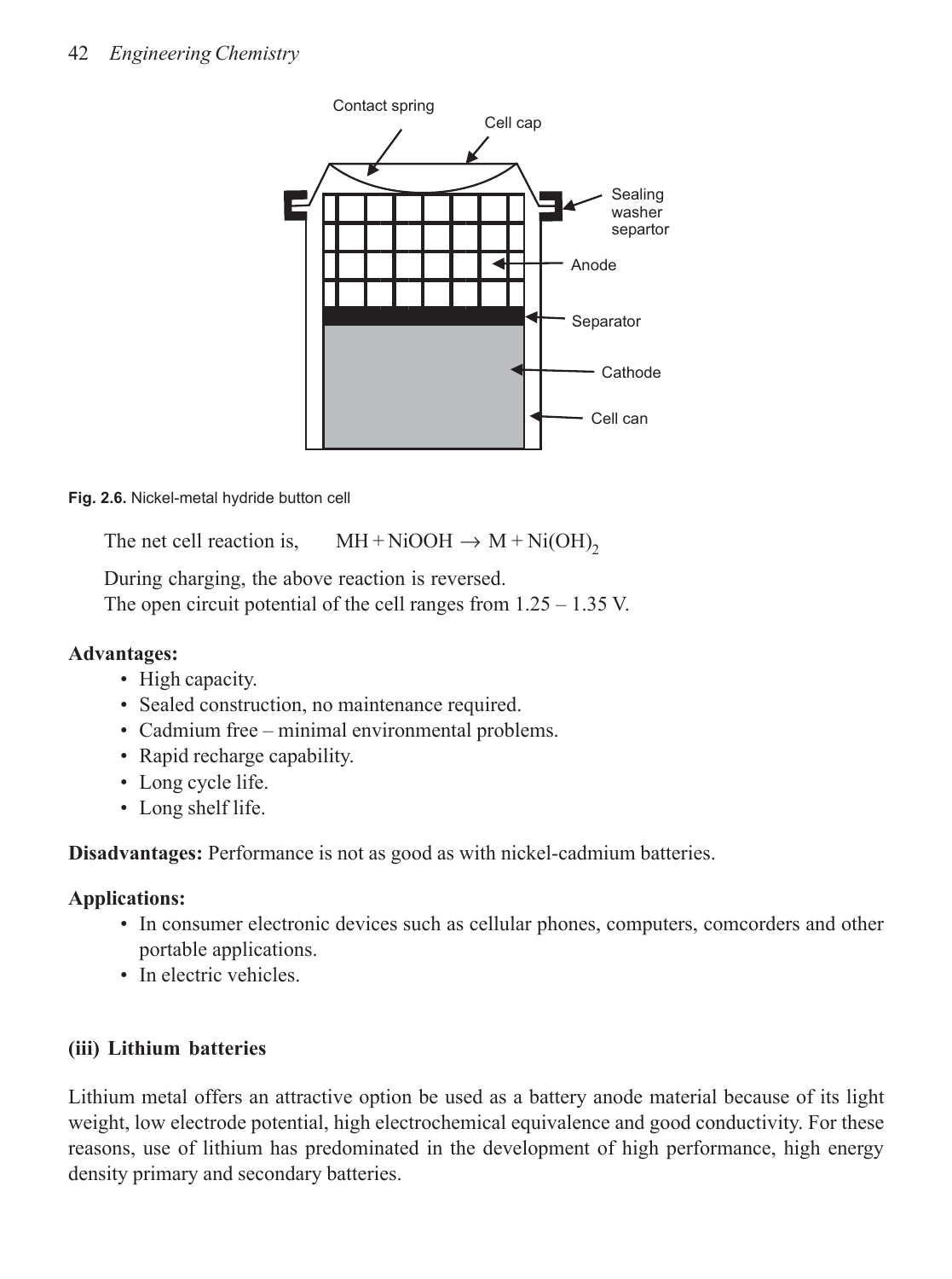Fig. 2.6. Nickel-metal hydride button cell

The net cell reaction is, $MH + NiOOH \rightarrow M + Ni(OH)_2$

During charging, the above reaction is reversed.

The open circuit potential of the cell ranges from 1.25 – 1.35 V.

**Advantages:**

- High capacity.
- Sealed construction, no maintenance required.
- Cadmium free – minimal environmental problems.
- Rapid recharge capability.
- Long cycle life.
- Long shelf life.

**Disadvantages:** Performance is not as good as with nickel-cadmium batteries.

**Applications:**

- In consumer electronic devices such as cellular phones, computers, comcorders and other portable applications.
- In electric vehicles.

### (iii) Lithium batteries

Lithium metal offers an attractive option be used as a battery anode material because of its light weight, low electrode potential, high electrochemical equivalence and good conductivity. For these reasons, use of lithium has predominated in the development of high performance, high energy density primary and secondary batteries.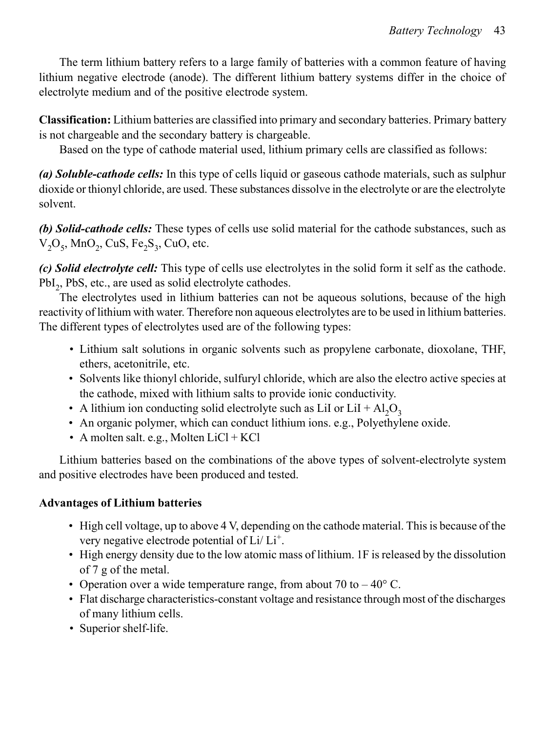The term lithium battery refers to a large family of batteries with a common feature of having lithium negative electrode (anode). The different lithium battery systems differ in the choice of electrolyte medium and of the positive electrode system.

**Classification:** Lithium batteries are classified into primary and secondary batteries. Primary battery is not chargeable and the secondary battery is chargeable.

Based on the type of cathode material used, lithium primary cells are classified as follows:

***(a) Soluble-cathode cells:*** In this type of cells liquid or gaseous cathode materials, such as sulphur dioxide or thionyl chloride, are used. These substances dissolve in the electrolyte or are the electrolyte solvent.

***(b) Solid-cathode cells:*** These types of cells use solid material for the cathode substances, such as $V_2O_5$, $MnO_2$, CuS, $Fe_2S_3$, CuO, etc.

***(c) Solid electrolyte cell:*** This type of cells use electrolytes in the solid form it self as the cathode. $PbI_2$, PbS, etc., are used as solid electrolyte cathodes.

The electrolytes used in lithium batteries can not be aqueous solutions, because of the high reactivity of lithium with water. Therefore non aqueous electrolytes are to be used in lithium batteries. The different types of electrolytes used are of the following types:

- Lithium salt solutions in organic solvents such as propylene carbonate, dioxolane, THF, ethers, acetonitrile, etc.
- Solvents like thionyl chloride, sulfuryl chloride, which are also the electro active species at the cathode, mixed with lithium salts to provide ionic conductivity.
- A lithium ion conducting solid electrolyte such as LiI or LiI + $Al_2O_3$
- An organic polymer, which can conduct lithium ions. e.g., Polyethylene oxide.
- A molten salt. e.g., Molten LiCl + KCl

Lithium batteries based on the combinations of the above types of solvent-electrolyte system and positive electrodes have been produced and tested.

**Advantages of Lithium batteries**

- High cell voltage, up to above 4 V, depending on the cathode material. This is because of the very negative electrode potential of $Li/Li^+$.
- High energy density due to the low atomic mass of lithium. 1F is released by the dissolution of 7 g of the metal.
- Operation over a wide temperature range, from about 70 to – 40° C.
- Flat discharge characteristics-constant voltage and resistance through most of the discharges of many lithium cells.
- Superior shelf-life.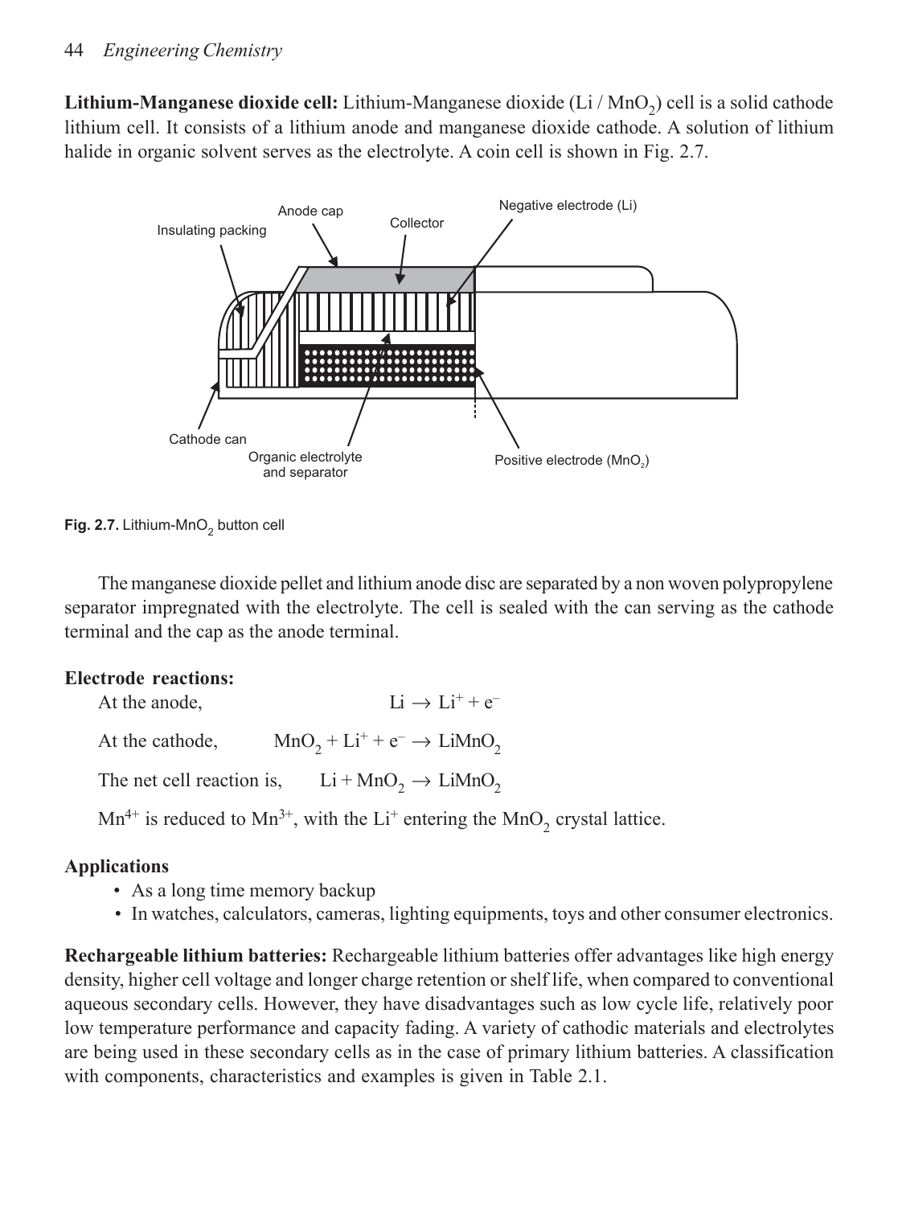**Lithium-Manganese dioxide cell:** Lithium-Manganese dioxide (Li / $MnO_2$) cell is a solid cathode lithium cell. It consists of a lithium anode and manganese dioxide cathode. A solution of lithium halide in organic solvent serves as the electrolyte. A coin cell is shown in Fig. 2.7.

**Fig. 2.7.** Lithium-$MnO_2$ button cell

The manganese dioxide pellet and lithium anode disc are separated by a non woven polypropylene separator impregnated with the electrolyte. The cell is sealed with the can serving as the cathode terminal and the cap as the anode terminal.

**Electrode reactions:**

At the anode, $Li \rightarrow Li^+ + e^-$

At the cathode, $MnO_2 + Li^+ + e^- \rightarrow LiMnO_2$

The net cell reaction is, $Li + MnO_2 \rightarrow LiMnO_2$

$Mn^{4+}$ is reduced to $Mn^{3+}$, with the $Li^+$ entering the $MnO_2$ crystal lattice.

**Applications**

- As a long time memory backup
- In watches, calculators, cameras, lighting equipments, toys and other consumer electronics.

**Rechargeable lithium batteries:** Rechargeable lithium batteries offer advantages like high energy density, higher cell voltage and longer charge retention or shelf life, when compared to conventional aqueous secondary cells. However, they have disadvantages such as low cycle life, relatively poor low temperature performance and capacity fading. A variety of cathodic materials and electrolytes are being used in these secondary cells as in the case of primary lithium batteries. A classification with components, characteristics and examples is given in Table 2.1.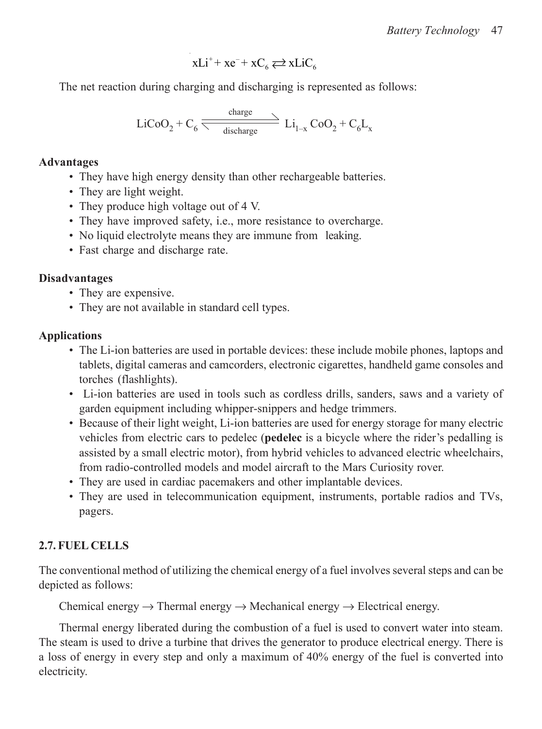$$xLi^{+} + xe^{-} + xC_6 \rightleftarrows xLiC_6$$

The net reaction during charging and discharging is represented as follows:

$$LiCoO_2 + C_6 \underset{\text{discharge}}{\overset{\text{charge}}{\rightleftharpoons}} Li_{1-x}\,CoO_2 + C_6L_x$$

**Advantages**

- They have high energy density than other rechargeable batteries.
- They are light weight.
- They produce high voltage out of 4 V.
- They have improved safety, i.e., more resistance to overcharge.
- No liquid electrolyte means they are immune from leaking.
- Fast charge and discharge rate.

**Disadvantages**

- They are expensive.
- They are not available in standard cell types.

**Applications**

- The Li-ion batteries are used in portable devices: these include mobile phones, laptops and tablets, digital cameras and camcorders, electronic cigarettes, handheld game consoles and torches (flashlights).
- Li-ion batteries are used in tools such as cordless drills, sanders, saws and a variety of garden equipment including whipper-snippers and hedge trimmers.
- Because of their light weight, Li-ion batteries are used for energy storage for many electric vehicles from electric cars to pedelec (**pedelec** is a bicycle where the rider's pedalling is assisted by a small electric motor), from hybrid vehicles to advanced electric wheelchairs, from radio-controlled models and model aircraft to the Mars Curiosity rover.
- They are used in cardiac pacemakers and other implantable devices.
- They are used in telecommunication equipment, instruments, portable radios and TVs, pagers.

## 2.7. FUEL CELLS

The conventional method of utilizing the chemical energy of a fuel involves several steps and can be depicted as follows:

Chemical energy $\rightarrow$ Thermal energy $\rightarrow$ Mechanical energy $\rightarrow$ Electrical energy.

Thermal energy liberated during the combustion of a fuel is used to convert water into steam. The steam is used to drive a turbine that drives the generator to produce electrical energy. There is a loss of energy in every step and only a maximum of 40% energy of the fuel is converted into electricity.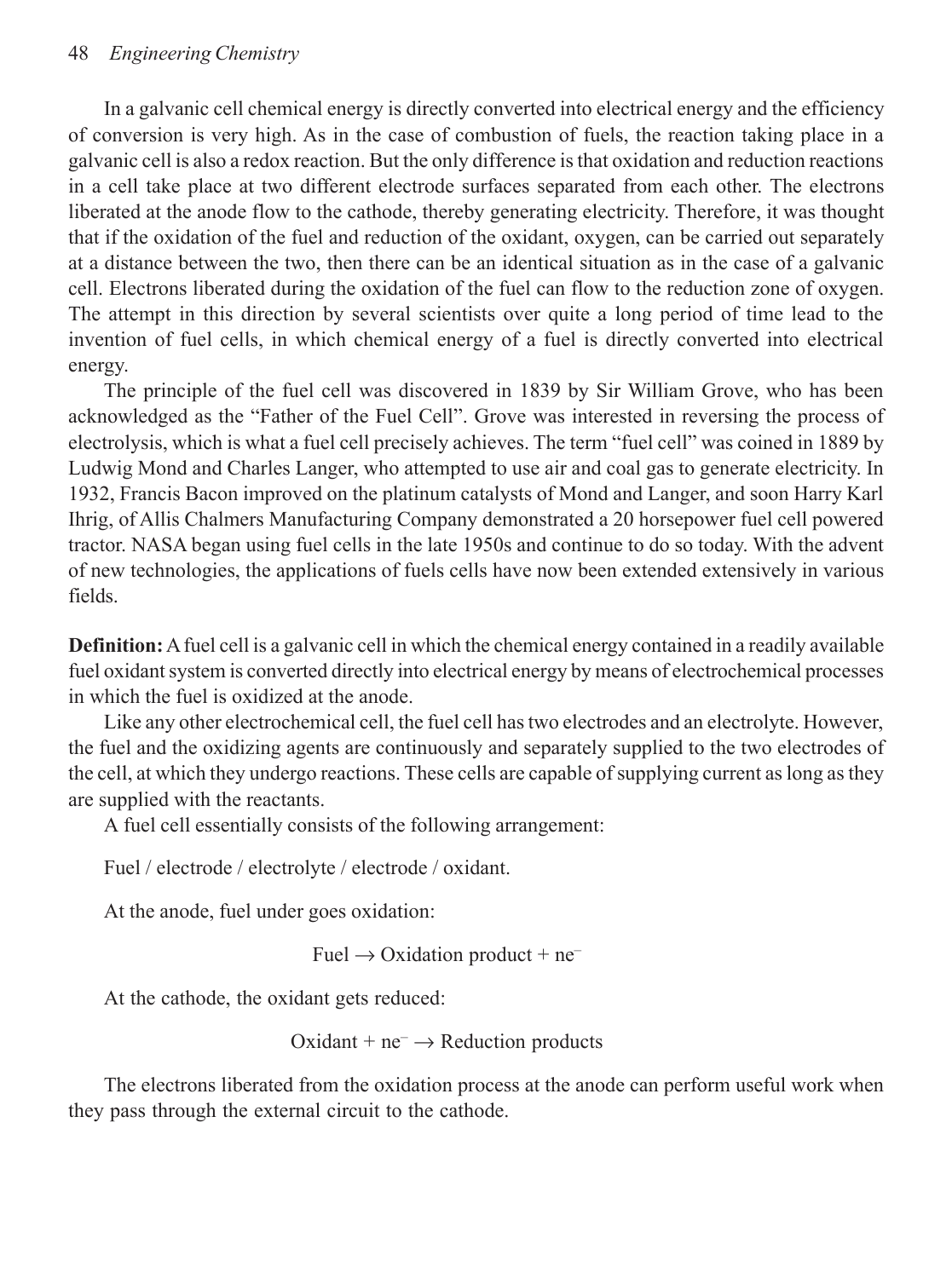In a galvanic cell chemical energy is directly converted into electrical energy and the efficiency of conversion is very high. As in the case of combustion of fuels, the reaction taking place in a galvanic cell is also a redox reaction. But the only difference is that oxidation and reduction reactions in a cell take place at two different electrode surfaces separated from each other. The electrons liberated at the anode flow to the cathode, thereby generating electricity. Therefore, it was thought that if the oxidation of the fuel and reduction of the oxidant, oxygen, can be carried out separately at a distance between the two, then there can be an identical situation as in the case of a galvanic cell. Electrons liberated during the oxidation of the fuel can flow to the reduction zone of oxygen. The attempt in this direction by several scientists over quite a long period of time lead to the invention of fuel cells, in which chemical energy of a fuel is directly converted into electrical energy.

The principle of the fuel cell was discovered in 1839 by Sir William Grove, who has been acknowledged as the "Father of the Fuel Cell". Grove was interested in reversing the process of electrolysis, which is what a fuel cell precisely achieves. The term "fuel cell" was coined in 1889 by Ludwig Mond and Charles Langer, who attempted to use air and coal gas to generate electricity. In 1932, Francis Bacon improved on the platinum catalysts of Mond and Langer, and soon Harry Karl Ihrig, of Allis Chalmers Manufacturing Company demonstrated a 20 horsepower fuel cell powered tractor. NASA began using fuel cells in the late 1950s and continue to do so today. With the advent of new technologies, the applications of fuels cells have now been extended extensively in various fields.

**Definition:** A fuel cell is a galvanic cell in which the chemical energy contained in a readily available fuel oxidant system is converted directly into electrical energy by means of electrochemical processes in which the fuel is oxidized at the anode.

Like any other electrochemical cell, the fuel cell has two electrodes and an electrolyte. However, the fuel and the oxidizing agents are continuously and separately supplied to the two electrodes of the cell, at which they undergo reactions. These cells are capable of supplying current as long as they are supplied with the reactants.

A fuel cell essentially consists of the following arrangement:

Fuel / electrode / electrolyte / electrode / oxidant.

At the anode, fuel under goes oxidation:

$$\text{Fuel} \rightarrow \text{Oxidation product} + ne^-$$

At the cathode, the oxidant gets reduced:

$$\text{Oxidant} + ne^- \rightarrow \text{Reduction products}$$

The electrons liberated from the oxidation process at the anode can perform useful work when they pass through the external circuit to the cathode.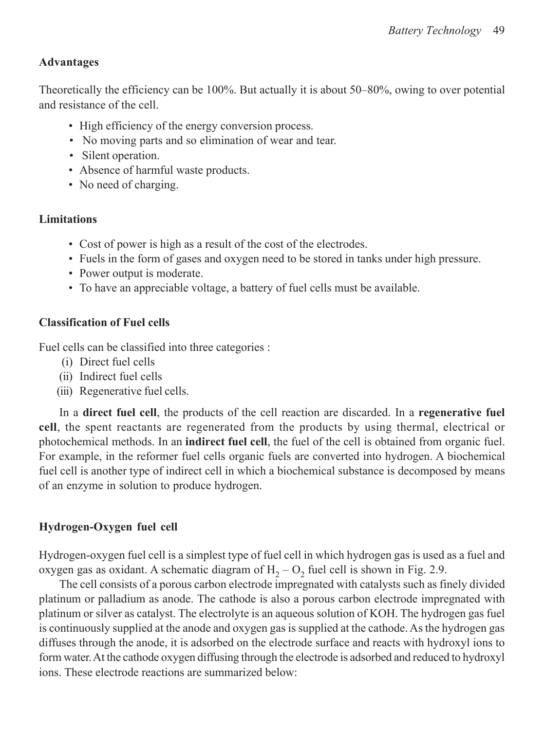### Advantages

Theoretically the efficiency can be 100%. But actually it is about 50–80%, owing to over potential and resistance of the cell.

- High efficiency of the energy conversion process.
- No moving parts and so elimination of wear and tear.
- Silent operation.
- Absence of harmful waste products.
- No need of charging.

### Limitations

- Cost of power is high as a result of the cost of the electrodes.
- Fuels in the form of gases and oxygen need to be stored in tanks under high pressure.
- Power output is moderate.
- To have an appreciable voltage, a battery of fuel cells must be available.

### Classification of Fuel cells

Fuel cells can be classified into three categories :

(i) Direct fuel cells
(ii) Indirect fuel cells
(iii) Regenerative fuel cells.

In a **direct fuel cell**, the products of the cell reaction are discarded. In a **regenerative fuel cell**, the spent reactants are regenerated from the products by using thermal, electrical or photochemical methods. In an **indirect fuel cell**, the fuel of the cell is obtained from organic fuel. For example, in the reformer fuel cells organic fuels are converted into hydrogen. A biochemical fuel cell is another type of indirect cell in which a biochemical substance is decomposed by means of an enzyme in solution to produce hydrogen.

### Hydrogen-Oxygen fuel cell

Hydrogen-oxygen fuel cell is a simplest type of fuel cell in which hydrogen gas is used as a fuel and oxygen gas as oxidant. A schematic diagram of $H_2 - O_2$ fuel cell is shown in Fig. 2.9.

The cell consists of a porous carbon electrode impregnated with catalysts such as finely divided platinum or palladium as anode. The cathode is also a porous carbon electrode impregnated with platinum or silver as catalyst. The electrolyte is an aqueous solution of KOH. The hydrogen gas fuel is continuously supplied at the anode and oxygen gas is supplied at the cathode. As the hydrogen gas diffuses through the anode, it is adsorbed on the electrode surface and reacts with hydroxyl ions to form water. At the cathode oxygen diffusing through the electrode is adsorbed and reduced to hydroxyl ions. These electrode reactions are summarized below: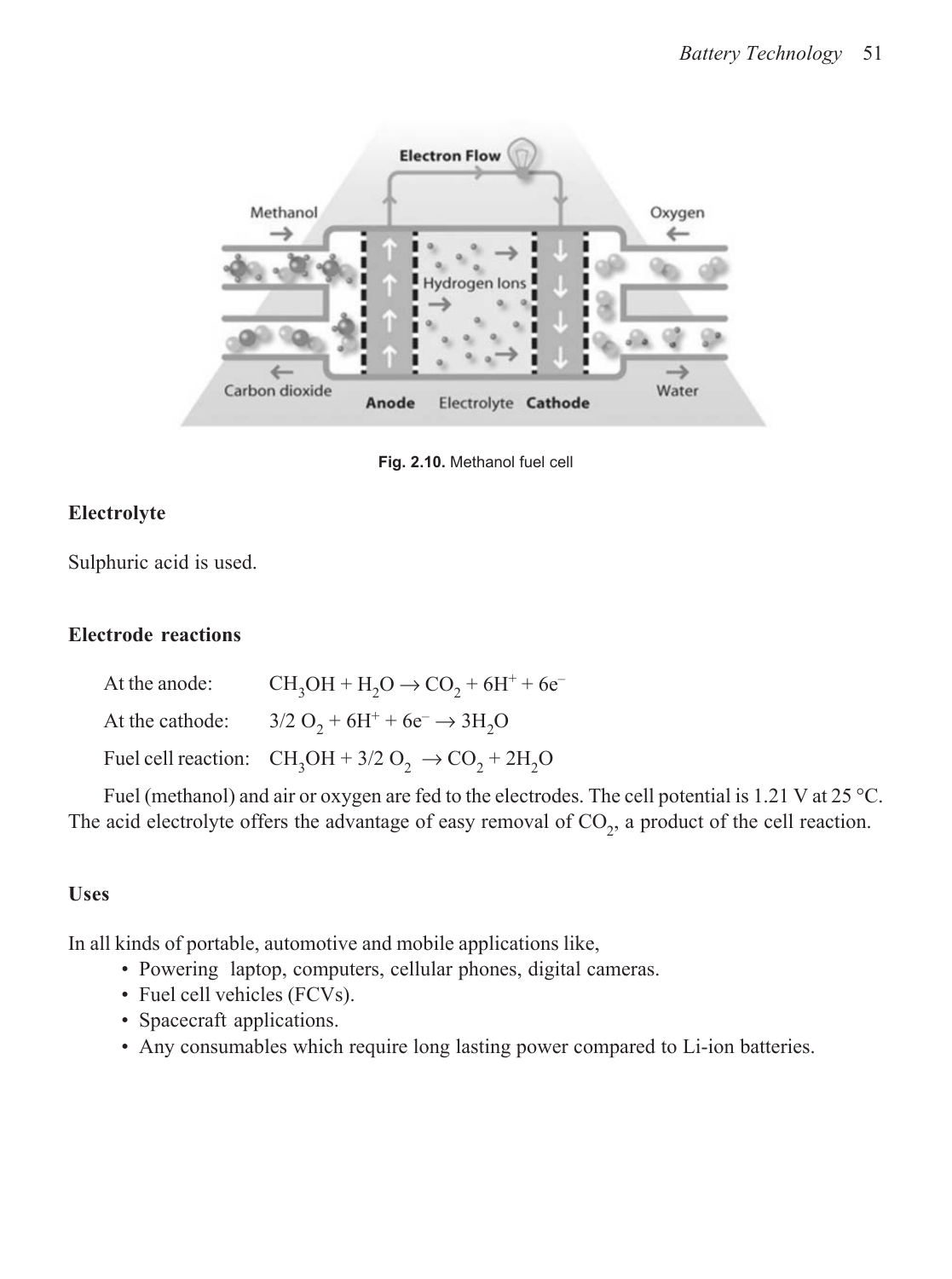Electron Flow

Methanol

Oxygen

Hydrogen Ions

Carbon dioxide

Anode

Electrolyte

Cathode

Water

**Fig. 2.10.** Methanol fuel cell

### Electrolyte

Sulphuric acid is used.

### Electrode reactions

At the anode: $CH_3OH + H_2O \rightarrow CO_2 + 6H^+ + 6e^-$

At the cathode: $3/2\ O_2 + 6H^+ + 6e^- \rightarrow 3H_2O$

Fuel cell reaction: $CH_3OH + 3/2\ O_2 \rightarrow CO_2 + 2H_2O$

Fuel (methanol) and air or oxygen are fed to the electrodes. The cell potential is 1.21 V at 25 °C. The acid electrolyte offers the advantage of easy removal of $CO_2$, a product of the cell reaction.

### Uses

In all kinds of portable, automotive and mobile applications like,

- Powering laptop, computers, cellular phones, digital cameras.
- Fuel cell vehicles (FCVs).
- Spacecraft applications.
- Any consumables which require long lasting power compared to Li-ion batteries.